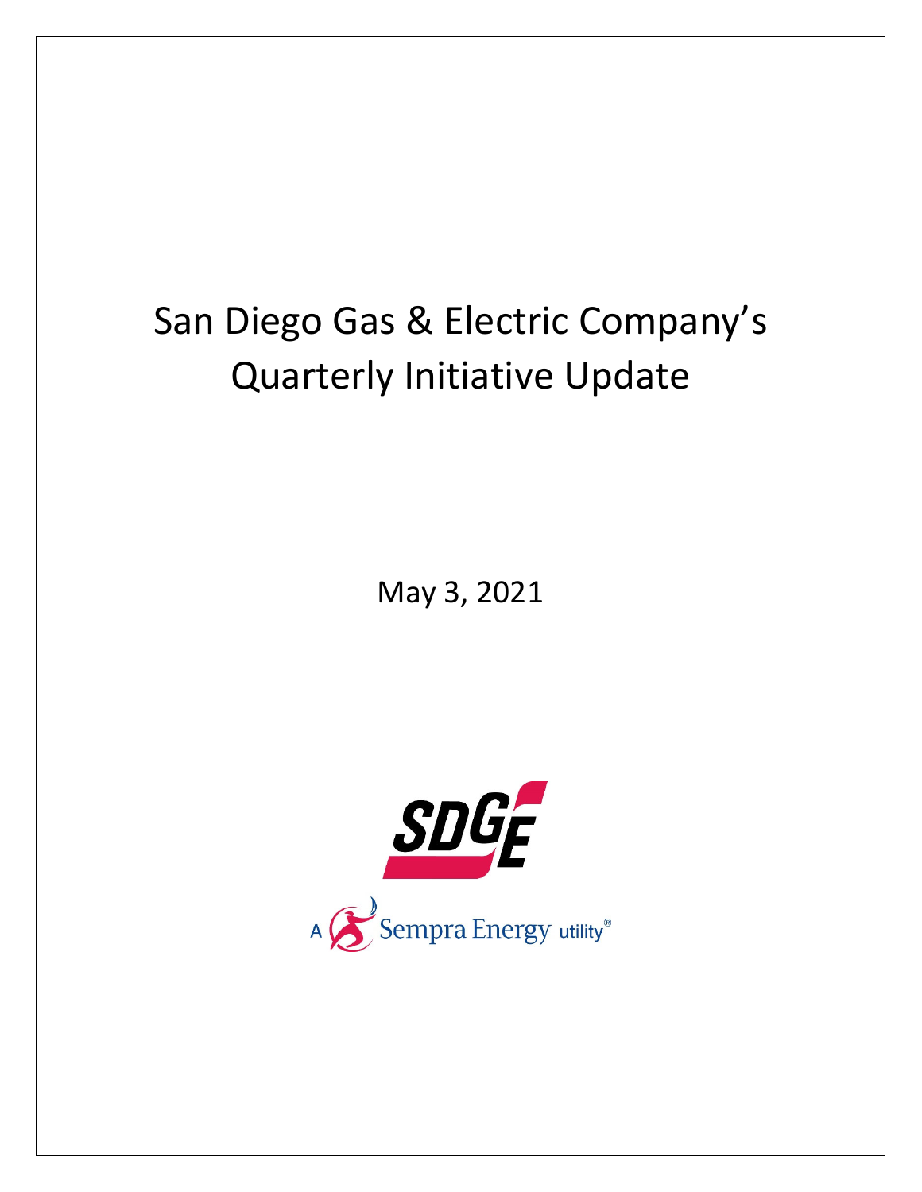# San Diego Gas & Electric Company's Quarterly Initiative Update

May 3, 2021

SDGE

A Sempra Energy utility®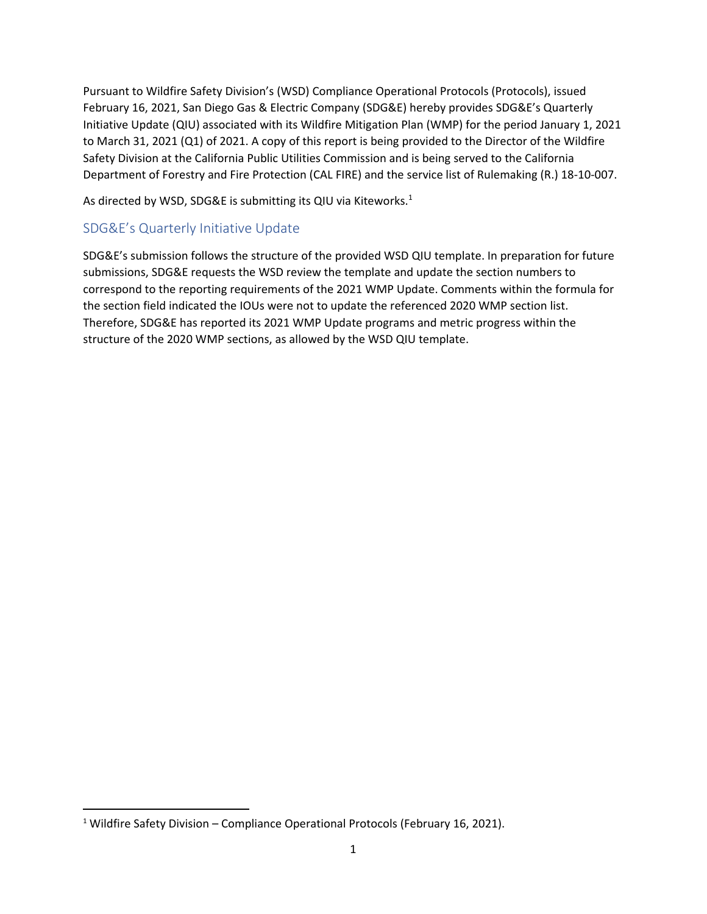Pursuant to Wildfire Safety Division's (WSD) Compliance Operational Protocols (Protocols), issued February 16, 2021, San Diego Gas & Electric Company (SDG&E) hereby provides SDG&E's Quarterly Initiative Update (QIU) associated with its Wildfire Mitigation Plan (WMP) for the period January 1, 2021 to March 31, 2021 (Q1) of 2021. A copy of this report is being provided to the Director of the Wildfire Safety Division at the California Public Utilities Commission and is being served to the California Department of Forestry and Fire Protection (CAL FIRE) and the service list of Rulemaking (R.) 18-10-007.

As directed by WSD, SDG&E is submitting its QIU via Kiteworks.[1]

## SDG&E's Quarterly Initiative Update

SDG&E's submission follows the structure of the provided WSD QIU template. In preparation for future submissions, SDG&E requests the WSD review the template and update the section numbers to correspond to the reporting requirements of the 2021 WMP Update. Comments within the formula for the section field indicated the IOUs were not to update the referenced 2020 WMP section list. Therefore, SDG&E has reported its 2021 WMP Update programs and metric progress within the structure of the 2020 WMP sections, as allowed by the WSD QIU template.

[1] Wildfire Safety Division – Compliance Operational Protocols (February 16, 2021).